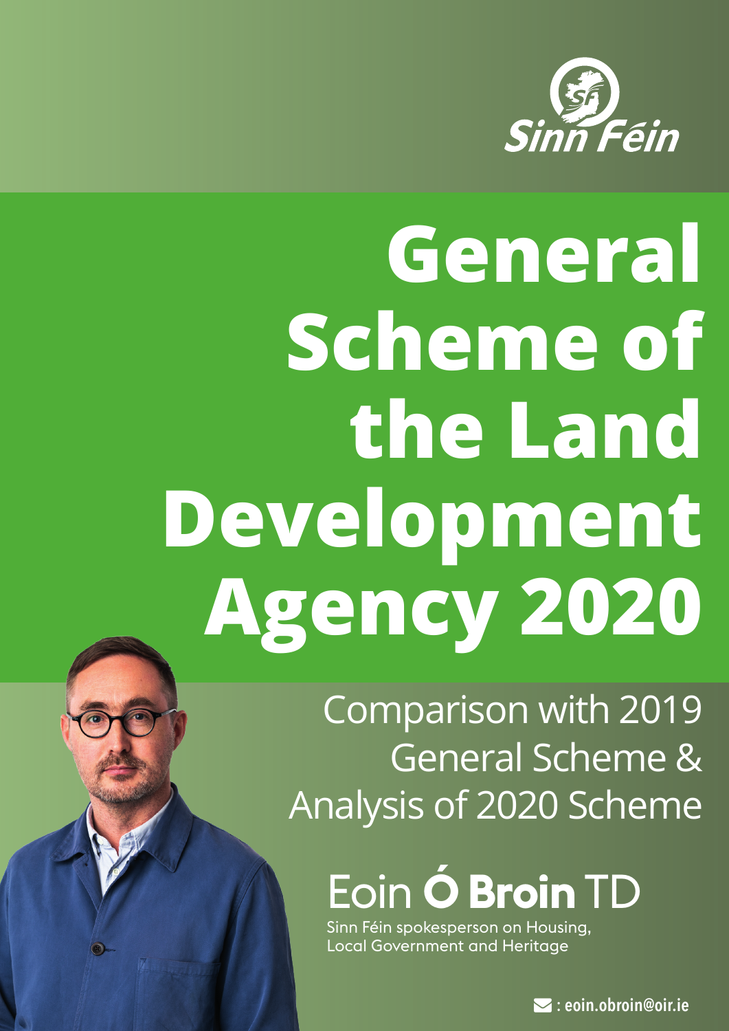Sinn Féin

# General Scheme of the Land Development Agency 2020

## Comparison with 2019 General Scheme & Analysis of 2020 Scheme

**Eoin Ó Broin TD**

Sinn Féin spokesperson on Housing, Local Government and Heritage

: eoin.obroin@oir.ie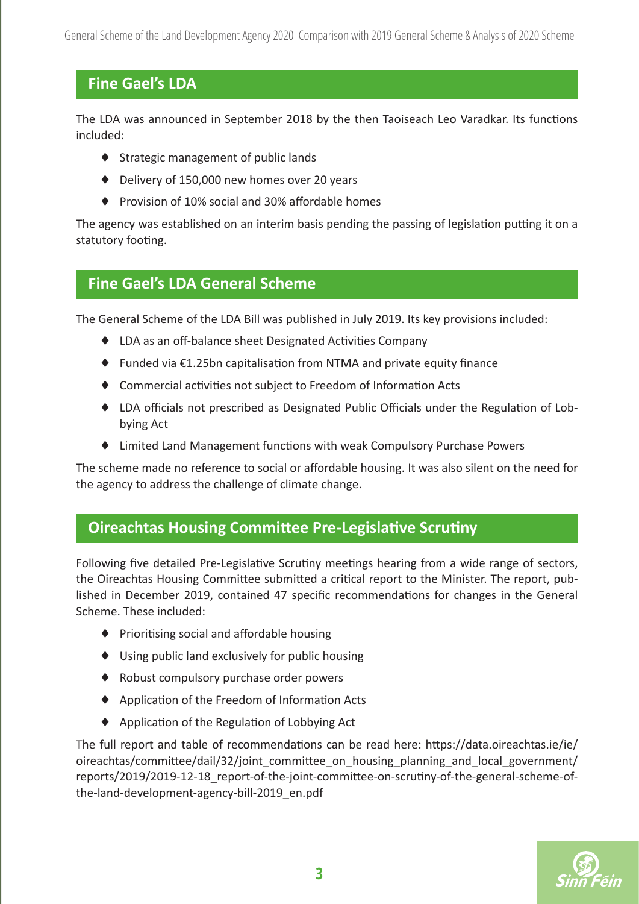## Fine Gael's LDA

The LDA was announced in September 2018 by the then Taoiseach Leo Varadkar. Its functions included:

- Strategic management of public lands
- Delivery of 150,000 new homes over 20 years
- Provision of 10% social and 30% affordable homes

The agency was established on an interim basis pending the passing of legislation putting it on a statutory footing.

## Fine Gael's LDA General Scheme

The General Scheme of the LDA Bill was published in July 2019. Its key provisions included:

- LDA as an off-balance sheet Designated Activities Company
- Funded via €1.25bn capitalisation from NTMA and private equity finance
- Commercial activities not subject to Freedom of Information Acts
- LDA officials not prescribed as Designated Public Officials under the Regulation of Lobbying Act
- Limited Land Management functions with weak Compulsory Purchase Powers

The scheme made no reference to social or affordable housing. It was also silent on the need for the agency to address the challenge of climate change.

## Oireachtas Housing Committee Pre-Legislative Scrutiny

Following five detailed Pre-Legislative Scrutiny meetings hearing from a wide range of sectors, the Oireachtas Housing Committee submitted a critical report to the Minister. The report, published in December 2019, contained 47 specific recommendations for changes in the General Scheme. These included:

- Prioritising social and affordable housing
- Using public land exclusively for public housing
- Robust compulsory purchase order powers
- Application of the Freedom of Information Acts
- Application of the Regulation of Lobbying Act

The full report and table of recommendations can be read here: https://data.oireachtas.ie/ie/oireachtas/committee/dail/32/joint_committee_on_housing_planning_and_local_government/reports/2019/2019-12-18_report-of-the-joint-committee-on-scrutiny-of-the-general-scheme-of-the-land-development-agency-bill-2019_en.pdf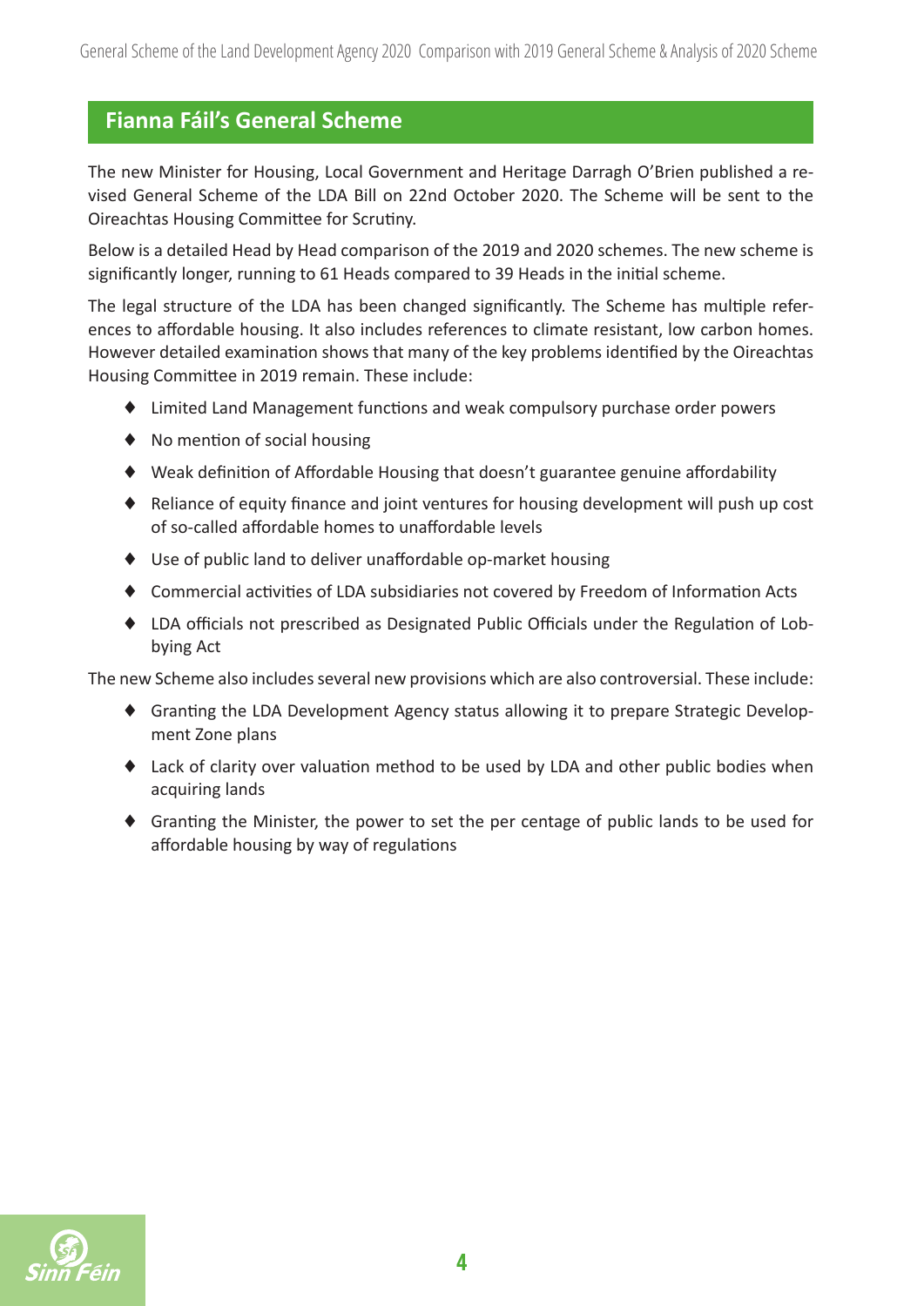## Fianna Fáil's General Scheme

The new Minister for Housing, Local Government and Heritage Darragh O'Brien published a revised General Scheme of the LDA Bill on 22nd October 2020. The Scheme will be sent to the Oireachtas Housing Committee for Scrutiny.

Below is a detailed Head by Head comparison of the 2019 and 2020 schemes. The new scheme is significantly longer, running to 61 Heads compared to 39 Heads in the initial scheme.

The legal structure of the LDA has been changed significantly. The Scheme has multiple references to affordable housing. It also includes references to climate resistant, low carbon homes. However detailed examination shows that many of the key problems identified by the Oireachtas Housing Committee in 2019 remain. These include:

- Limited Land Management functions and weak compulsory purchase order powers
- No mention of social housing
- Weak definition of Affordable Housing that doesn't guarantee genuine affordability
- Reliance of equity finance and joint ventures for housing development will push up cost of so-called affordable homes to unaffordable levels
- Use of public land to deliver unaffordable op-market housing
- Commercial activities of LDA subsidiaries not covered by Freedom of Information Acts
- LDA officials not prescribed as Designated Public Officials under the Regulation of Lobbying Act

The new Scheme also includes several new provisions which are also controversial. These include:

- Granting the LDA Development Agency status allowing it to prepare Strategic Development Zone plans
- Lack of clarity over valuation method to be used by LDA and other public bodies when acquiring lands
- Granting the Minister, the power to set the per centage of public lands to be used for affordable housing by way of regulations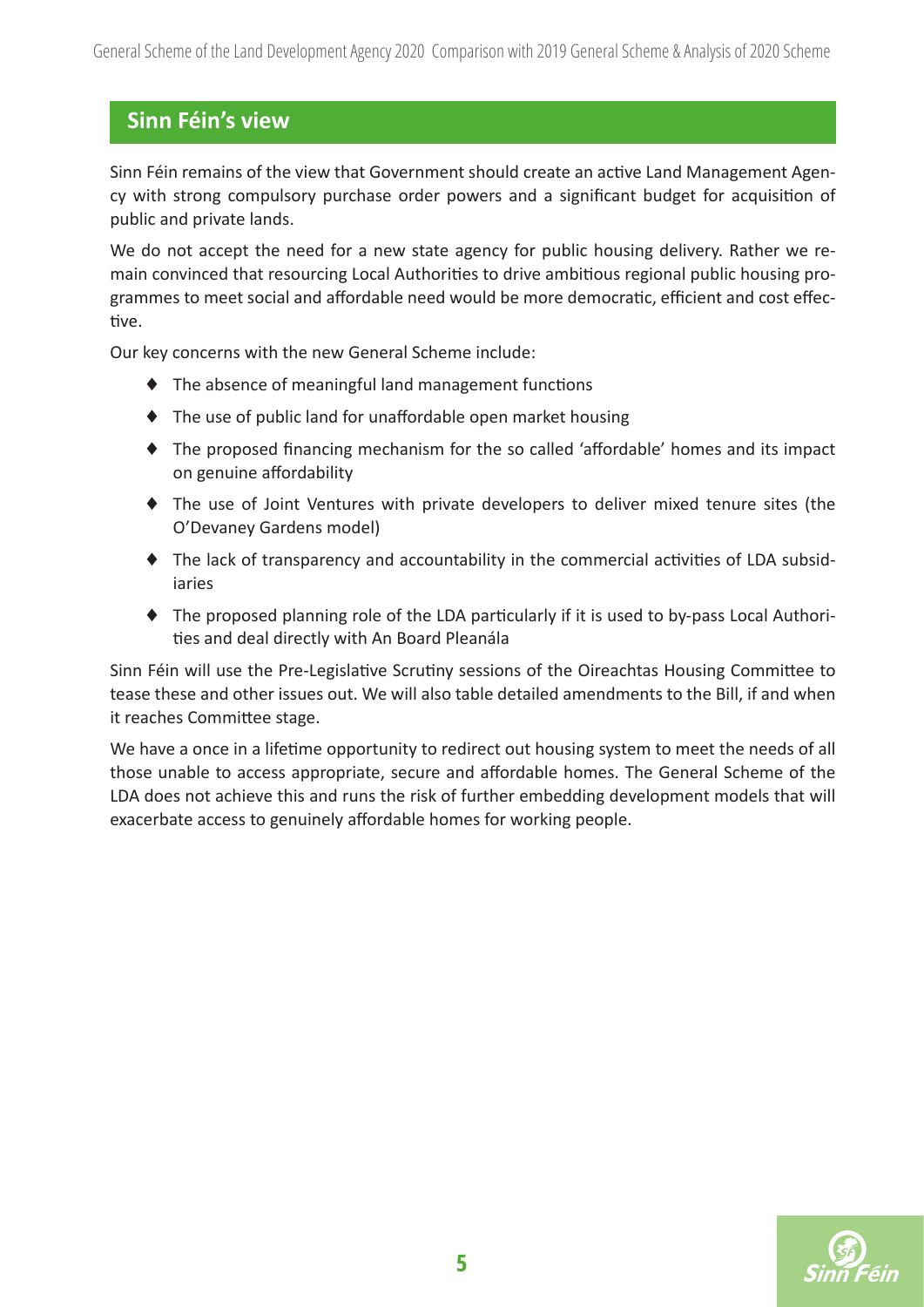## Sinn Féin's view

Sinn Féin remains of the view that Government should create an active Land Management Agency with strong compulsory purchase order powers and a significant budget for acquisition of public and private lands.

We do not accept the need for a new state agency for public housing delivery. Rather we remain convinced that resourcing Local Authorities to drive ambitious regional public housing programmes to meet social and affordable need would be more democratic, efficient and cost effective.

Our key concerns with the new General Scheme include:

- The absence of meaningful land management functions
- The use of public land for unaffordable open market housing
- The proposed financing mechanism for the so called 'affordable' homes and its impact on genuine affordability
- The use of Joint Ventures with private developers to deliver mixed tenure sites (the O'Devaney Gardens model)
- The lack of transparency and accountability in the commercial activities of LDA subsidiaries
- The proposed planning role of the LDA particularly if it is used to by-pass Local Authorities and deal directly with An Board Pleanála

Sinn Féin will use the Pre-Legislative Scrutiny sessions of the Oireachtas Housing Committee to tease these and other issues out. We will also table detailed amendments to the Bill, if and when it reaches Committee stage.

We have a once in a lifetime opportunity to redirect out housing system to meet the needs of all those unable to access appropriate, secure and affordable homes. The General Scheme of the LDA does not achieve this and runs the risk of further embedding development models that will exacerbate access to genuinely affordable homes for working people.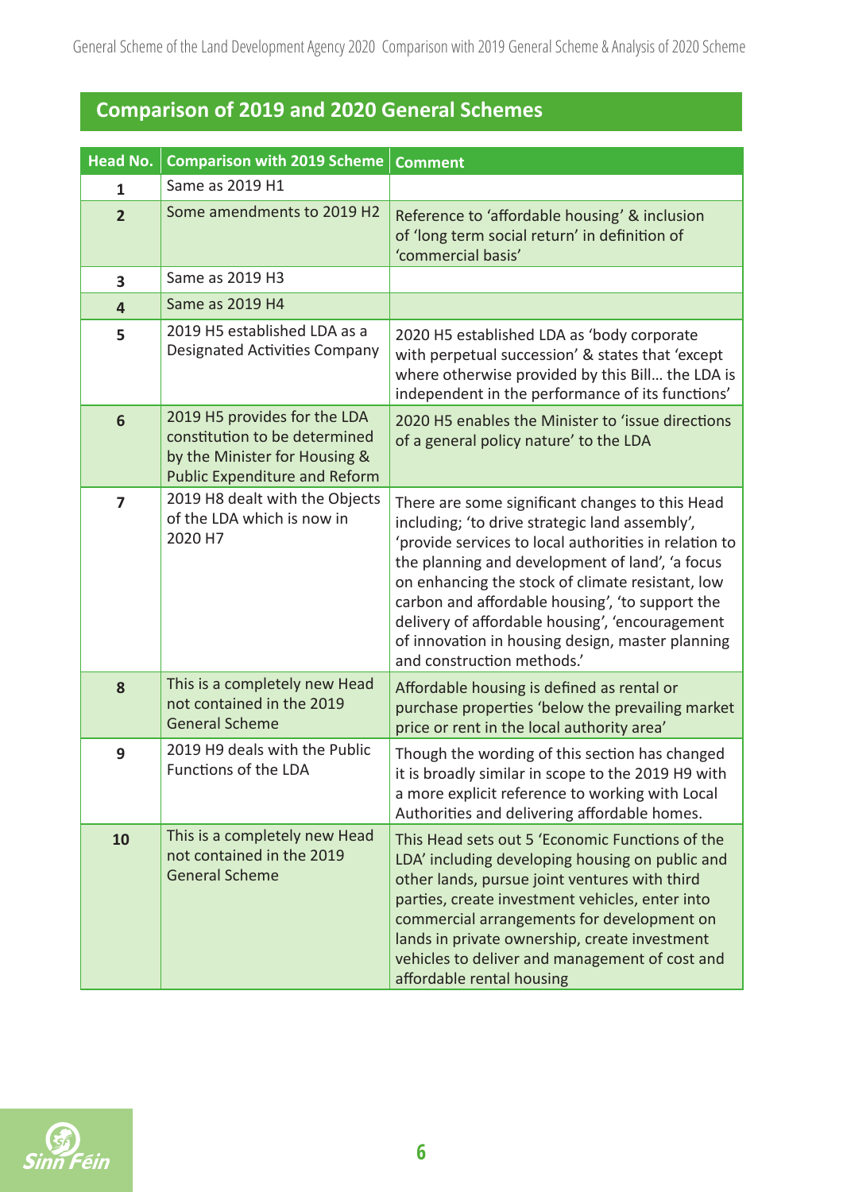## Comparison of 2019 and 2020 General Schemes

| Head No. | Comparison with 2019 Scheme | Comment |
|---|---|---|
| 1 | Same as 2019 H1 | |
| 2 | Some amendments to 2019 H2 | Reference to 'affordable housing' & inclusion of 'long term social return' in definition of 'commercial basis' |
| 3 | Same as 2019 H3 | |
| 4 | Same as 2019 H4 | |
| 5 | 2019 H5 established LDA as a Designated Activities Company | 2020 H5 established LDA as 'body corporate with perpetual succession' & states that 'except where otherwise provided by this Bill… the LDA is independent in the performance of its functions' |
| 6 | 2019 H5 provides for the LDA constitution to be determined by the Minister for Housing & Public Expenditure and Reform | 2020 H5 enables the Minister to 'issue directions of a general policy nature' to the LDA |
| 7 | 2019 H8 dealt with the Objects of the LDA which is now in 2020 H7 | There are some significant changes to this Head including; 'to drive strategic land assembly', 'provide services to local authorities in relation to the planning and development of land', 'a focus on enhancing the stock of climate resistant, low carbon and affordable housing', 'to support the delivery of affordable housing', 'encouragement of innovation in housing design, master planning and construction methods.' |
| 8 | This is a completely new Head not contained in the 2019 General Scheme | Affordable housing is defined as rental or purchase properties 'below the prevailing market price or rent in the local authority area' |
| 9 | 2019 H9 deals with the Public Functions of the LDA | Though the wording of this section has changed it is broadly similar in scope to the 2019 H9 with a more explicit reference to working with Local Authorities and delivering affordable homes. |
| 10 | This is a completely new Head not contained in the 2019 General Scheme | This Head sets out 5 'Economic Functions of the LDA' including developing housing on public and other lands, pursue joint ventures with third parties, create investment vehicles, enter into commercial arrangements for development on lands in private ownership, create investment vehicles to deliver and management of cost and affordable rental housing |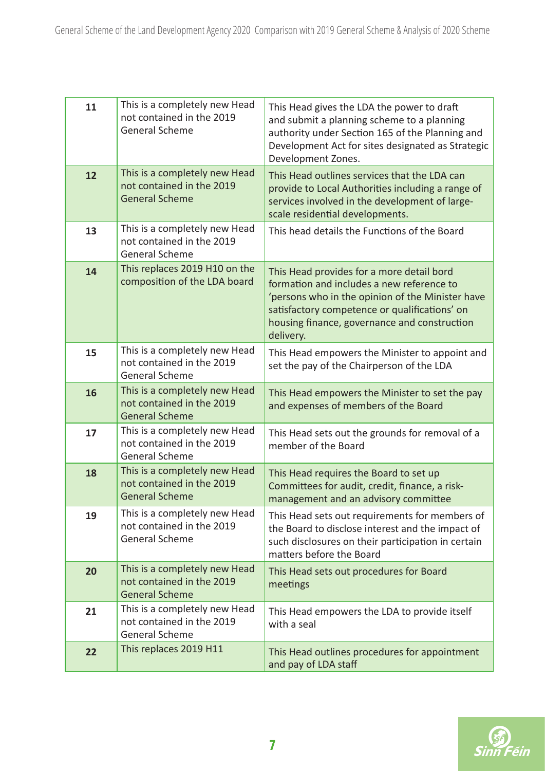| 11 | This is a completely new Head not contained in the 2019 General Scheme | This Head gives the LDA the power to draft and submit a planning scheme to a planning authority under Section 165 of the Planning and Development Act for sites designated as Strategic Development Zones. |
|---|---|---|
| 12 | This is a completely new Head not contained in the 2019 General Scheme | This Head outlines services that the LDA can provide to Local Authorities including a range of services involved in the development of large-scale residential developments. |
| 13 | This is a completely new Head not contained in the 2019 General Scheme | This head details the Functions of the Board |
| 14 | This replaces 2019 H10 on the composition of the LDA board | This Head provides for a more detail bord formation and includes a new reference to 'persons who in the opinion of the Minister have satisfactory competence or qualifications' on housing finance, governance and construction delivery. |
| 15 | This is a completely new Head not contained in the 2019 General Scheme | This Head empowers the Minister to appoint and set the pay of the Chairperson of the LDA |
| 16 | This is a completely new Head not contained in the 2019 General Scheme | This Head empowers the Minister to set the pay and expenses of members of the Board |
| 17 | This is a completely new Head not contained in the 2019 General Scheme | This Head sets out the grounds for removal of a member of the Board |
| 18 | This is a completely new Head not contained in the 2019 General Scheme | This Head requires the Board to set up Committees for audit, credit, finance, a risk-management and an advisory committee |
| 19 | This is a completely new Head not contained in the 2019 General Scheme | This Head sets out requirements for members of the Board to disclose interest and the impact of such disclosures on their participation in certain matters before the Board |
| 20 | This is a completely new Head not contained in the 2019 General Scheme | This Head sets out procedures for Board meetings |
| 21 | This is a completely new Head not contained in the 2019 General Scheme | This Head empowers the LDA to provide itself with a seal |
| 22 | This replaces 2019 H11 | This Head outlines procedures for appointment and pay of LDA staff |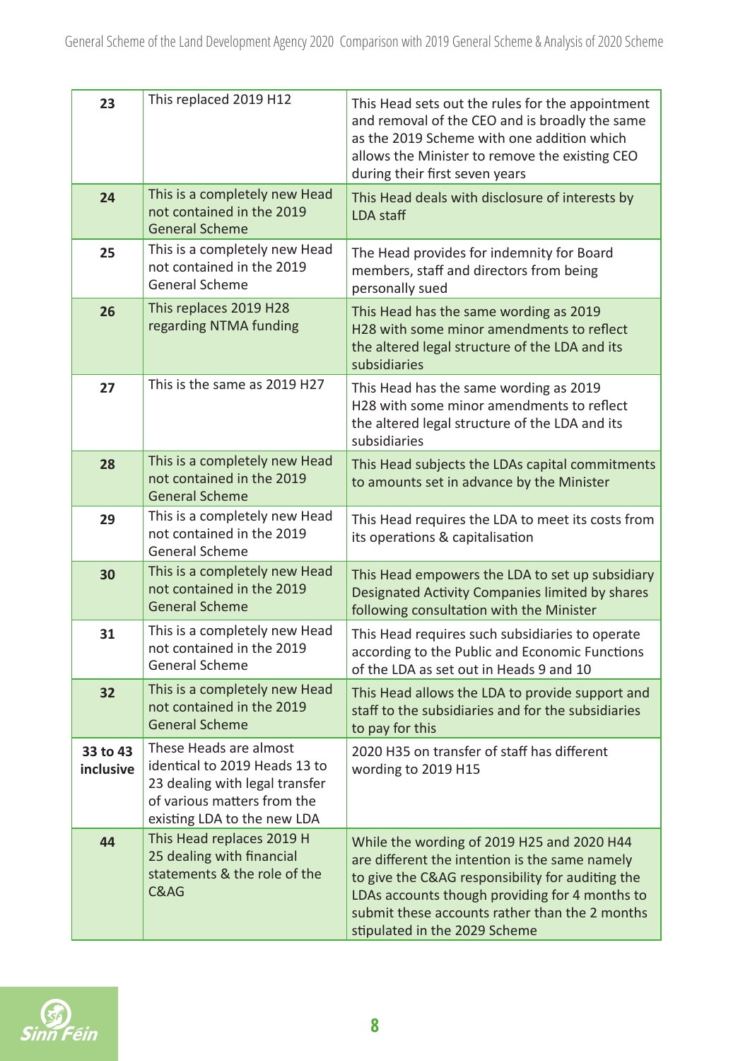| 23 | This replaced 2019 H12 | This Head sets out the rules for the appointment and removal of the CEO and is broadly the same as the 2019 Scheme with one addition which allows the Minister to remove the existing CEO during their first seven years |
|---|---|---|
| 24 | This is a completely new Head not contained in the 2019 General Scheme | This Head deals with disclosure of interests by LDA staff |
| 25 | This is a completely new Head not contained in the 2019 General Scheme | The Head provides for indemnity for Board members, staff and directors from being personally sued |
| 26 | This replaces 2019 H28 regarding NTMA funding | This Head has the same wording as 2019 H28 with some minor amendments to reflect the altered legal structure of the LDA and its subsidiaries |
| 27 | This is the same as 2019 H27 | This Head has the same wording as 2019 H28 with some minor amendments to reflect the altered legal structure of the LDA and its subsidiaries |
| 28 | This is a completely new Head not contained in the 2019 General Scheme | This Head subjects the LDAs capital commitments to amounts set in advance by the Minister |
| 29 | This is a completely new Head not contained in the 2019 General Scheme | This Head requires the LDA to meet its costs from its operations & capitalisation |
| 30 | This is a completely new Head not contained in the 2019 General Scheme | This Head empowers the LDA to set up subsidiary Designated Activity Companies limited by shares following consultation with the Minister |
| 31 | This is a completely new Head not contained in the 2019 General Scheme | This Head requires such subsidiaries to operate according to the Public and Economic Functions of the LDA as set out in Heads 9 and 10 |
| 32 | This is a completely new Head not contained in the 2019 General Scheme | This Head allows the LDA to provide support and staff to the subsidiaries and for the subsidiaries to pay for this |
| **33 to 43 inclusive** | These Heads are almost identical to 2019 Heads 13 to 23 dealing with legal transfer of various matters from the existing LDA to the new LDA | 2020 H35 on transfer of staff has different wording to 2019 H15 |
| 44 | This Head replaces 2019 H 25 dealing with financial statements & the role of the C&AG | While the wording of 2019 H25 and 2020 H44 are different the intention is the same namely to give the C&AG responsibility for auditing the LDAs accounts though providing for 4 months to submit these accounts rather than the 2 months stipulated in the 2029 Scheme |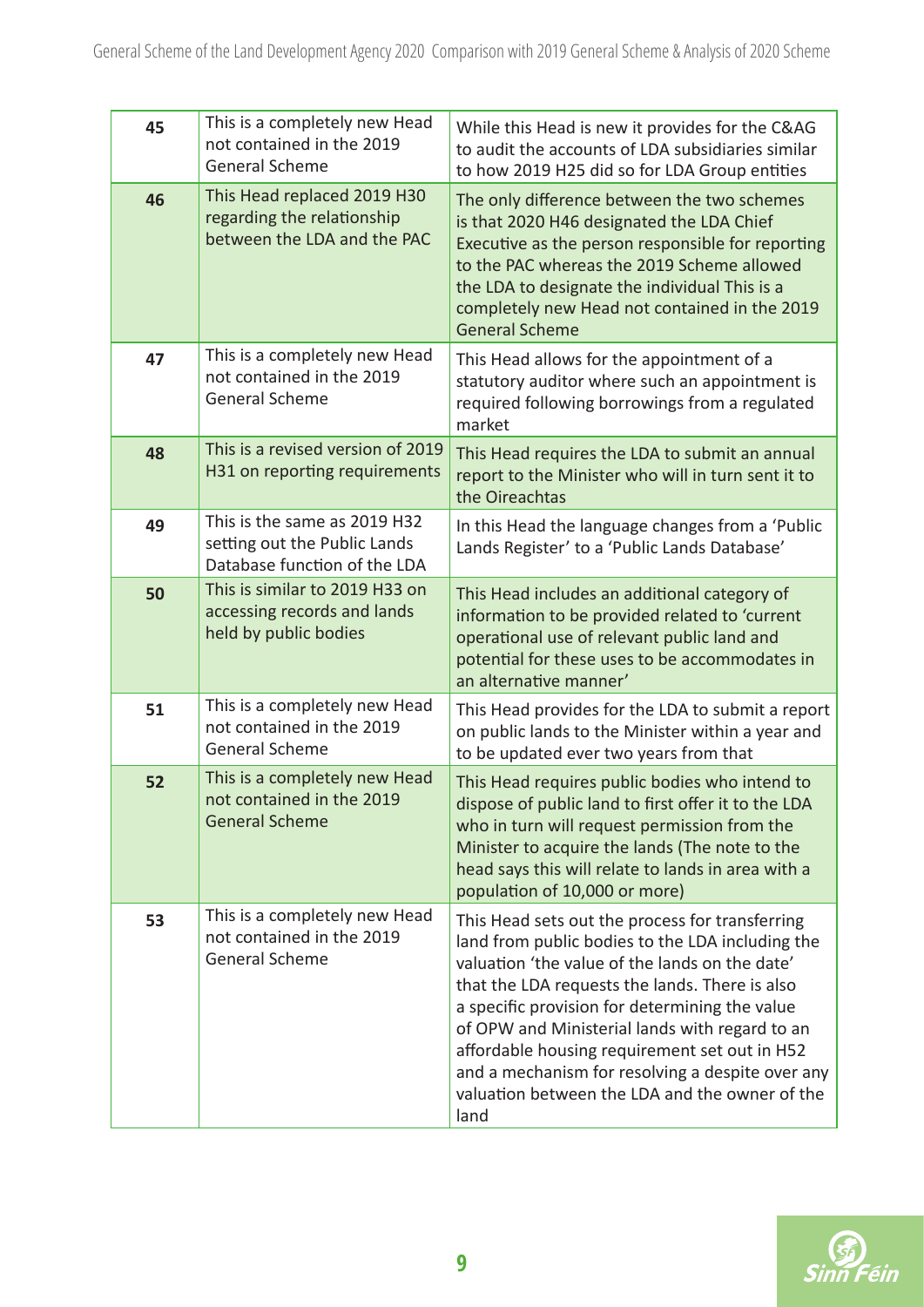| 45 | This is a completely new Head not contained in the 2019 General Scheme | While this Head is new it provides for the C&AG to audit the accounts of LDA subsidiaries similar to how 2019 H25 did so for LDA Group entities |
|---|---|---|
| 46 | This Head replaced 2019 H30 regarding the relationship between the LDA and the PAC | The only difference between the two schemes is that 2020 H46 designated the LDA Chief Executive as the person responsible for reporting to the PAC whereas the 2019 Scheme allowed the LDA to designate the individual This is a completely new Head not contained in the 2019 General Scheme |
| 47 | This is a completely new Head not contained in the 2019 General Scheme | This Head allows for the appointment of a statutory auditor where such an appointment is required following borrowings from a regulated market |
| 48 | This is a revised version of 2019 H31 on reporting requirements | This Head requires the LDA to submit an annual report to the Minister who will in turn sent it to the Oireachtas |
| 49 | This is the same as 2019 H32 setting out the Public Lands Database function of the LDA | In this Head the language changes from a 'Public Lands Register' to a 'Public Lands Database' |
| 50 | This is similar to 2019 H33 on accessing records and lands held by public bodies | This Head includes an additional category of information to be provided related to 'current operational use of relevant public land and potential for these uses to be accommodates in an alternative manner' |
| 51 | This is a completely new Head not contained in the 2019 General Scheme | This Head provides for the LDA to submit a report on public lands to the Minister within a year and to be updated ever two years from that |
| 52 | This is a completely new Head not contained in the 2019 General Scheme | This Head requires public bodies who intend to dispose of public land to first offer it to the LDA who in turn will request permission from the Minister to acquire the lands (The note to the head says this will relate to lands in area with a population of 10,000 or more) |
| 53 | This is a completely new Head not contained in the 2019 General Scheme | This Head sets out the process for transferring land from public bodies to the LDA including the valuation 'the value of the lands on the date' that the LDA requests the lands. There is also a specific provision for determining the value of OPW and Ministerial lands with regard to an affordable housing requirement set out in H52 and a mechanism for resolving a despite over any valuation between the LDA and the owner of the land |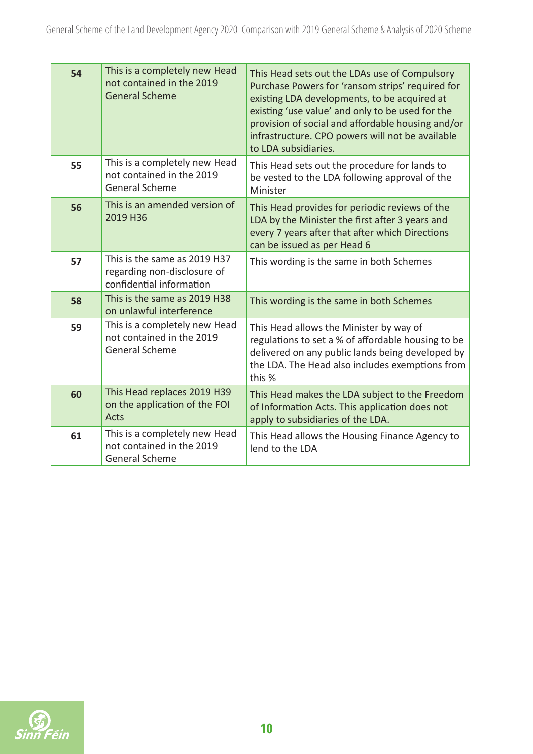| | | |
|---|---|---|
| **54** | This is a completely new Head not contained in the 2019 General Scheme | This Head sets out the LDAs use of Compulsory Purchase Powers for 'ransom strips' required for existing LDA developments, to be acquired at existing 'use value' and only to be used for the provision of social and affordable housing and/or infrastructure. CPO powers will not be available to LDA subsidiaries. |
| **55** | This is a completely new Head not contained in the 2019 General Scheme | This Head sets out the procedure for lands to be vested to the LDA following approval of the Minister |
| **56** | This is an amended version of 2019 H36 | This Head provides for periodic reviews of the LDA by the Minister the first after 3 years and every 7 years after that after which Directions can be issued as per Head 6 |
| **57** | This is the same as 2019 H37 regarding non-disclosure of confidential information | This wording is the same in both Schemes |
| **58** | This is the same as 2019 H38 on unlawful interference | This wording is the same in both Schemes |
| **59** | This is a completely new Head not contained in the 2019 General Scheme | This Head allows the Minister by way of regulations to set a % of affordable housing to be delivered on any public lands being developed by the LDA. The Head also includes exemptions from this % |
| **60** | This Head replaces 2019 H39 on the application of the FOI Acts | This Head makes the LDA subject to the Freedom of Information Acts. This application does not apply to subsidiaries of the LDA. |
| **61** | This is a completely new Head not contained in the 2019 General Scheme | This Head allows the Housing Finance Agency to lend to the LDA |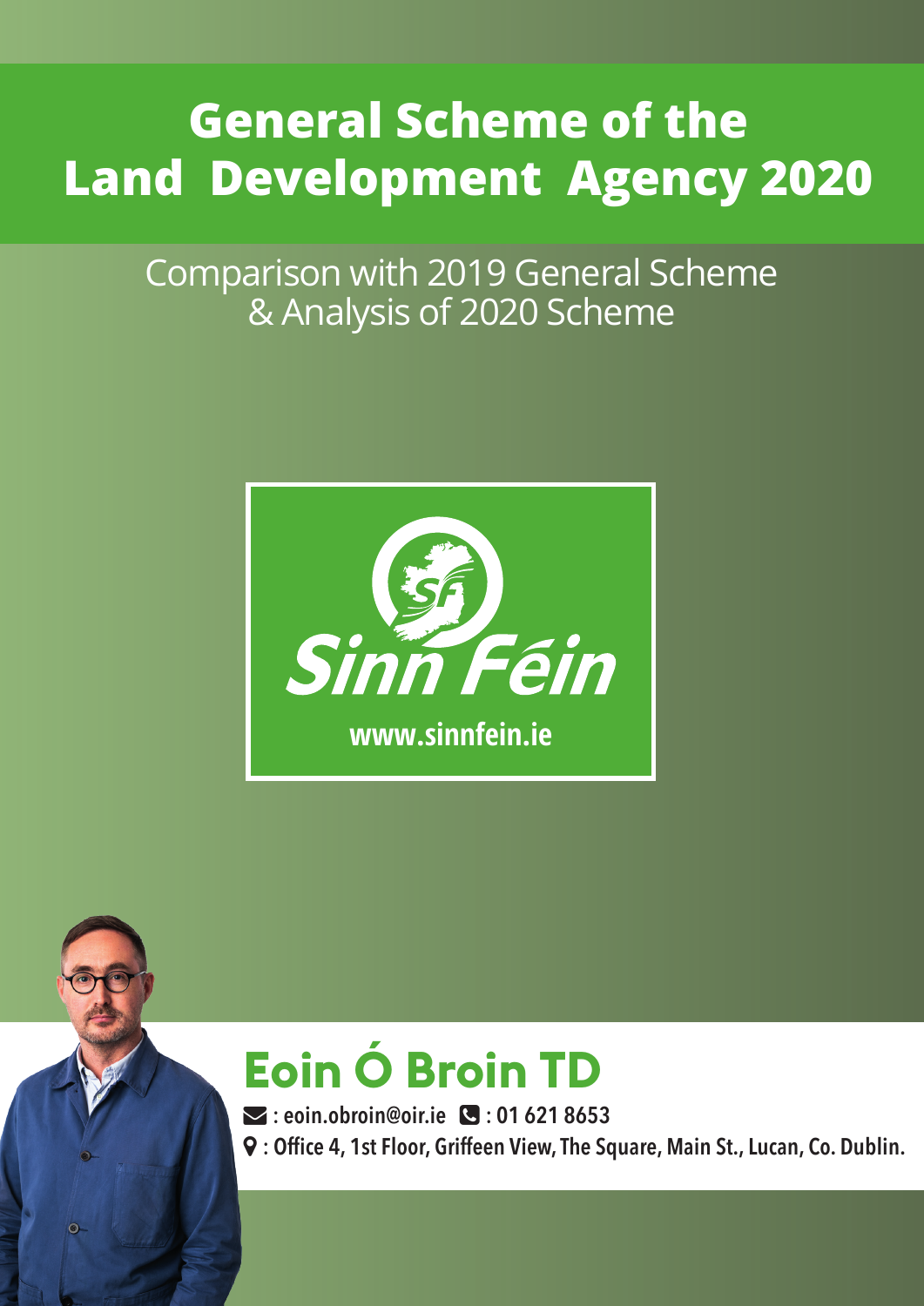# General Scheme of the Land Development Agency 2020

Comparison with 2019 General Scheme
& Analysis of 2020 Scheme

Sinn Féin

www.sinnfein.ie

## Eoin Ó Broin TD

: eoin.obroin@oir.ie : 01 621 8653

: Office 4, 1st Floor, Griffeen View, The Square, Main St., Lucan, Co. Dublin.